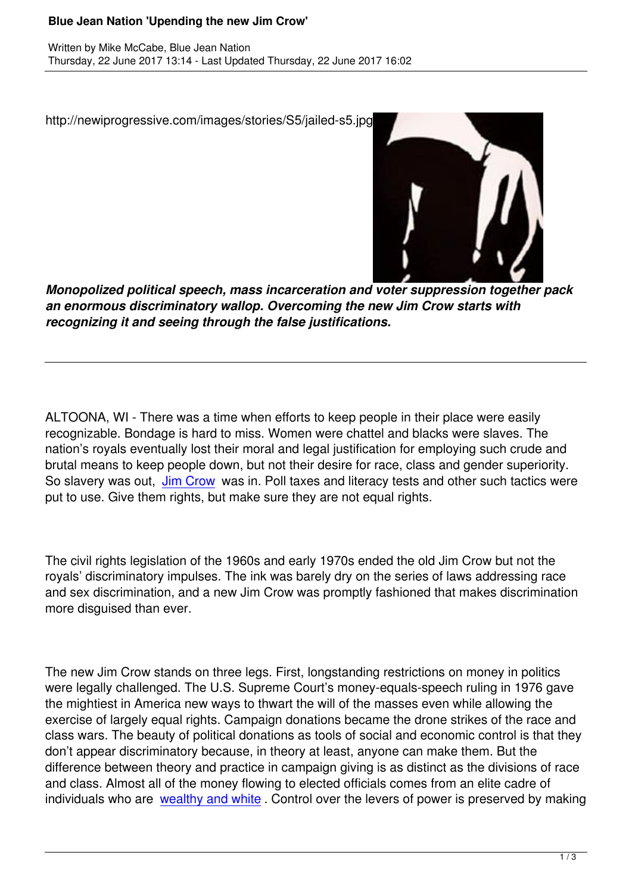# Blue Jean Nation 'Upending the new Jim Crow'

Written by Mike McCabe, Blue Jean Nation
Thursday, 22 June 2017 13:14 - Last Updated Thursday, 22 June 2017 16:02

http://newiprogressive.com/images/stories/S5/jailed-s5.jpg

***Monopolized political speech, mass incarceration and voter suppression together pack an enormous discriminatory wallop. Overcoming the new Jim Crow starts with recognizing it and seeing through the false justifications.***

---

ALTOONA, WI - There was a time when efforts to keep people in their place were easily recognizable. Bondage is hard to miss. Women were chattel and blacks were slaves. The nation's royals eventually lost their moral and legal justification for employing such crude and brutal means to keep people down, but not their desire for race, class and gender superiority. So slavery was out, Jim Crow was in. Poll taxes and literacy tests and other such tactics were put to use. Give them rights, but make sure they are not equal rights.

The civil rights legislation of the 1960s and early 1970s ended the old Jim Crow but not the royals' discriminatory impulses. The ink was barely dry on the series of laws addressing race and sex discrimination, and a new Jim Crow was promptly fashioned that makes discrimination more disguised than ever.

The new Jim Crow stands on three legs. First, longstanding restrictions on money in politics were legally challenged. The U.S. Supreme Court's money-equals-speech ruling in 1976 gave the mightiest in America new ways to thwart the will of the masses even while allowing the exercise of largely equal rights. Campaign donations became the drone strikes of the race and class wars. The beauty of political donations as tools of social and economic control is that they don't appear discriminatory because, in theory at least, anyone can make them. But the difference between theory and practice in campaign giving is as distinct as the divisions of race and class. Almost all of the money flowing to elected officials comes from an elite cadre of individuals who are wealthy and white. Control over the levers of power is preserved by making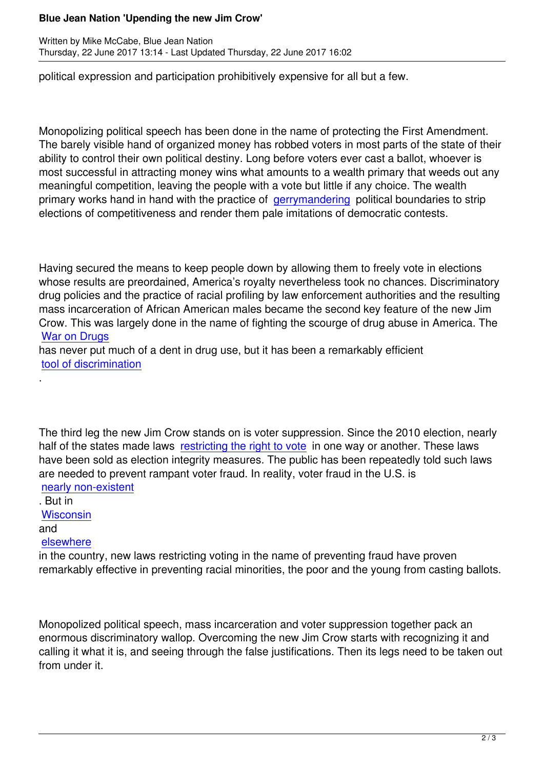political expression and participation prohibitively expensive for all but a few.

Monopolizing political speech has been done in the name of protecting the First Amendment. The barely visible hand of organized money has robbed voters in most parts of the state of their ability to control their own political destiny. Long before voters ever cast a ballot, whoever is most successful in attracting money wins what amounts to a wealth primary that weeds out any meaningful competition, leaving the people with a vote but little if any choice. The wealth primary works hand in hand with the practice of gerrymandering political boundaries to strip elections of competitiveness and render them pale imitations of democratic contests.

Having secured the means to keep people down by allowing them to freely vote in elections whose results are preordained, America's royalty nevertheless took no chances. Discriminatory drug policies and the practice of racial profiling by law enforcement authorities and the resulting mass incarceration of African American males became the second key feature of the new Jim Crow. This was largely done in the name of fighting the scourge of drug abuse in America. The War on Drugs has never put much of a dent in drug use, but it has been a remarkably efficient tool of discrimination.

The third leg the new Jim Crow stands on is voter suppression. Since the 2010 election, nearly half of the states made laws restricting the right to vote in one way or another. These laws have been sold as election integrity measures. The public has been repeatedly told such laws are needed to prevent rampant voter fraud. In reality, voter fraud in the U.S. is nearly non-existent. But in Wisconsin and elsewhere in the country, new laws restricting voting in the name of preventing fraud have proven remarkably effective in preventing racial minorities, the poor and the young from casting ballots.

Monopolized political speech, mass incarceration and voter suppression together pack an enormous discriminatory wallop. Overcoming the new Jim Crow starts with recognizing it and calling it what it is, and seeing through the false justifications. Then its legs need to be taken out from under it.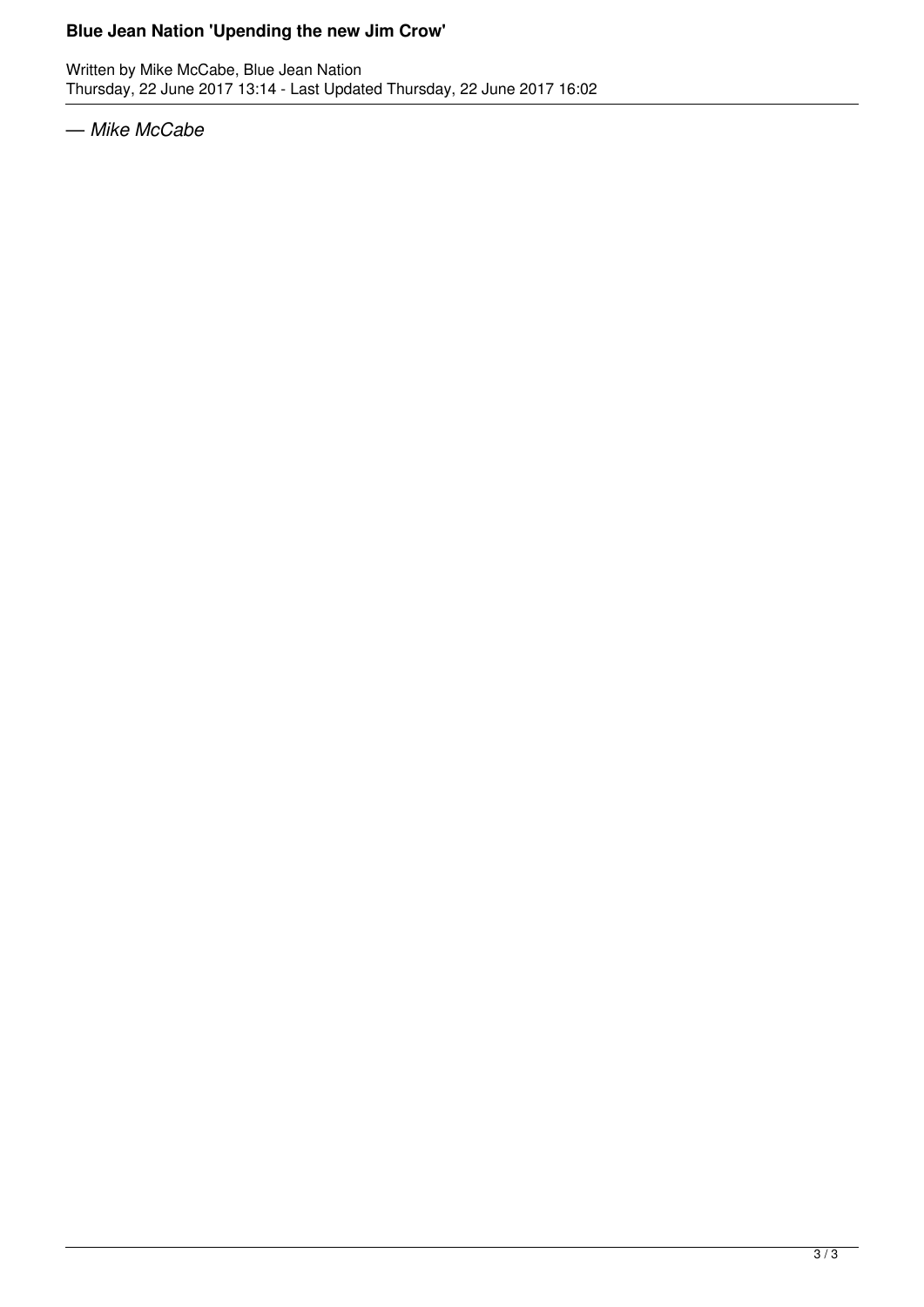— *Mike McCabe*